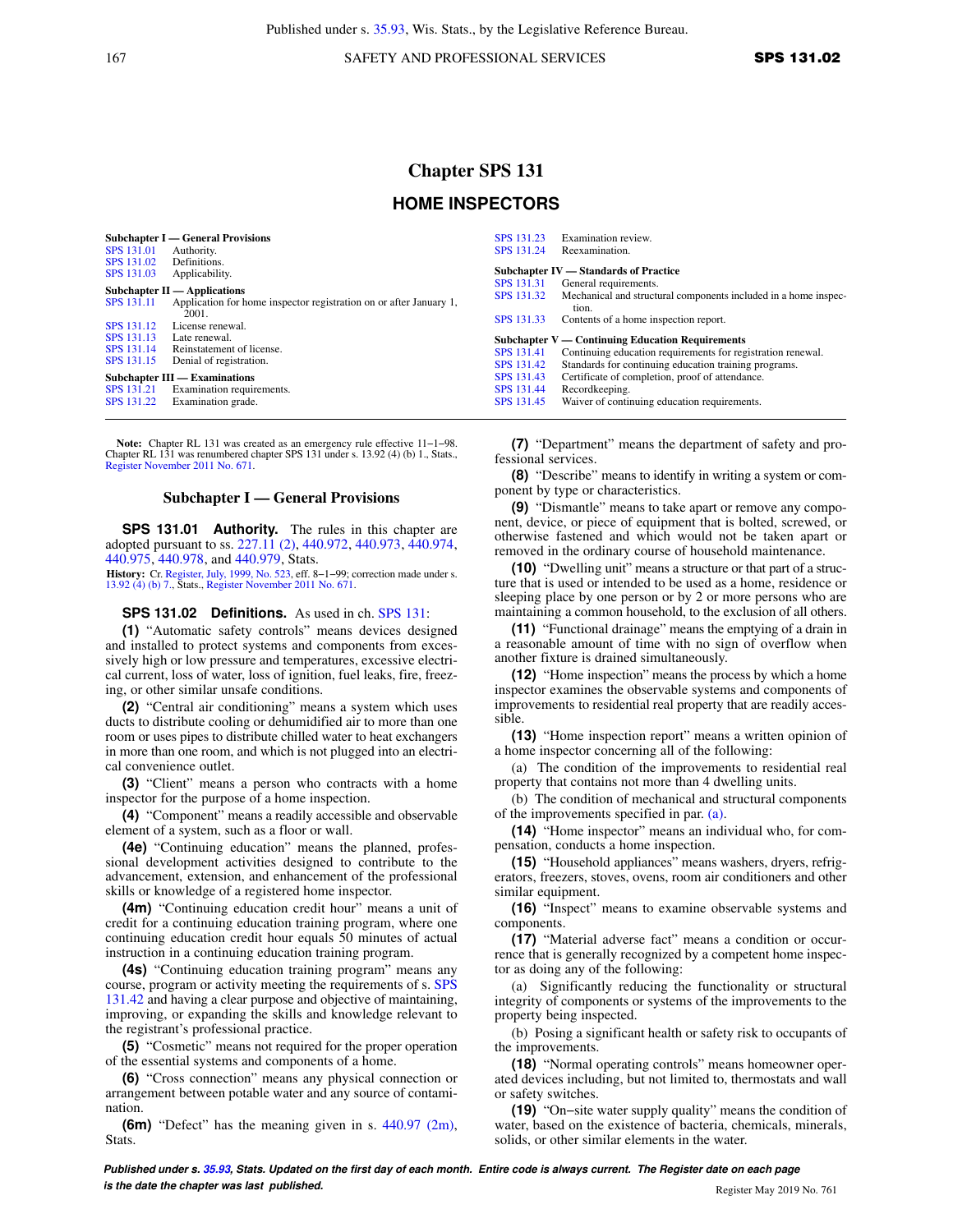# Chapter SPS 131

## HOME INSPECTORS

**Subchapter I — General Provisions**
SPS 131.01 Authority.
SPS 131.02 Definitions.
SPS 131.03 Applicability.

**Subchapter II — Applications**
SPS 131.11 Application for home inspector registration on or after January 1, 2001.
SPS 131.12 License renewal.
SPS 131.13 Late renewal.
SPS 131.14 Reinstatement of license.
SPS 131.15 Denial of registration.

**Subchapter III — Examinations**
SPS 131.21 Examination requirements.
SPS 131.22 Examination grade.
SPS 131.23 Examination review.
SPS 131.24 Reexamination.

**Subchapter IV — Standards of Practice**
SPS 131.31 General requirements.
SPS 131.32 Mechanical and structural components included in a home inspection.
SPS 131.33 Contents of a home inspection report.

**Subchapter V — Continuing Education Requirements**
SPS 131.41 Continuing education requirements for registration renewal.
SPS 131.42 Standards for continuing education training programs.
SPS 131.43 Certificate of completion, proof of attendance.
SPS 131.44 Recordkeeping.
SPS 131.45 Waiver of continuing education requirements.

**Note:** Chapter RL 131 was created as an emergency rule effective 11−1−98. Chapter RL 131 was renumbered chapter SPS 131 under s. 13.92 (4) (b) 1., Stats., Register November 2011 No. 671.

### Subchapter I — General Provisions

**SPS 131.01 Authority.** The rules in this chapter are adopted pursuant to ss. 227.11 (2), 440.972, 440.973, 440.974, 440.975, 440.978, and 440.979, Stats.

**History:** Cr. Register, July, 1999, No. 523, eff. 8−1−99; correction made under s. 13.92 (4) (b) 7., Stats., Register November 2011 No. 671.

**SPS 131.02 Definitions.** As used in ch. SPS 131:

**(1)** "Automatic safety controls" means devices designed and installed to protect systems and components from excessively high or low pressure and temperatures, excessive electrical current, loss of water, loss of ignition, fuel leaks, fire, freezing, or other similar unsafe conditions.

**(2)** "Central air conditioning" means a system which uses ducts to distribute cooling or dehumidified air to more than one room or uses pipes to distribute chilled water to heat exchangers in more than one room, and which is not plugged into an electrical convenience outlet.

**(3)** "Client" means a person who contracts with a home inspector for the purpose of a home inspection.

**(4)** "Component" means a readily accessible and observable element of a system, such as a floor or wall.

**(4e)** "Continuing education" means the planned, professional development activities designed to contribute to the advancement, extension, and enhancement of the professional skills or knowledge of a registered home inspector.

**(4m)** "Continuing education credit hour" means a unit of credit for a continuing education training program, where one continuing education credit hour equals 50 minutes of actual instruction in a continuing education training program.

**(4s)** "Continuing education training program" means any course, program or activity meeting the requirements of s. SPS 131.42 and having a clear purpose and objective of maintaining, improving, or expanding the skills and knowledge relevant to the registrant's professional practice.

**(5)** "Cosmetic" means not required for the proper operation of the essential systems and components of a home.

**(6)** "Cross connection" means any physical connection or arrangement between potable water and any source of contamination.

**(6m)** "Defect" has the meaning given in s. 440.97 (2m), Stats.

**(7)** "Department" means the department of safety and professional services.

**(8)** "Describe" means to identify in writing a system or component by type or characteristics.

**(9)** "Dismantle" means to take apart or remove any component, device, or piece of equipment that is bolted, screwed, or otherwise fastened and which would not be taken apart or removed in the ordinary course of household maintenance.

**(10)** "Dwelling unit" means a structure or that part of a structure that is used or intended to be used as a home, residence or sleeping place by one person or by 2 or more persons who are maintaining a common household, to the exclusion of all others.

**(11)** "Functional drainage" means the emptying of a drain in a reasonable amount of time with no sign of overflow when another fixture is drained simultaneously.

**(12)** "Home inspection" means the process by which a home inspector examines the observable systems and components of improvements to residential real property that are readily accessible.

**(13)** "Home inspection report" means a written opinion of a home inspector concerning all of the following:

(a) The condition of the improvements to residential real property that contains not more than 4 dwelling units.

(b) The condition of mechanical and structural components of the improvements specified in par. (a).

**(14)** "Home inspector" means an individual who, for compensation, conducts a home inspection.

**(15)** "Household appliances" means washers, dryers, refrigerators, freezers, stoves, ovens, room air conditioners and other similar equipment.

**(16)** "Inspect" means to examine observable systems and components.

**(17)** "Material adverse fact" means a condition or occurrence that is generally recognized by a competent home inspector as doing any of the following:

(a) Significantly reducing the functionality or structural integrity of components or systems of the improvements to the property being inspected.

(b) Posing a significant health or safety risk to occupants of the improvements.

**(18)** "Normal operating controls" means homeowner operated devices including, but not limited to, thermostats and wall or safety switches.

**(19)** "On−site water supply quality" means the condition of water, based on the existence of bacteria, chemicals, minerals, solids, or other similar elements in the water.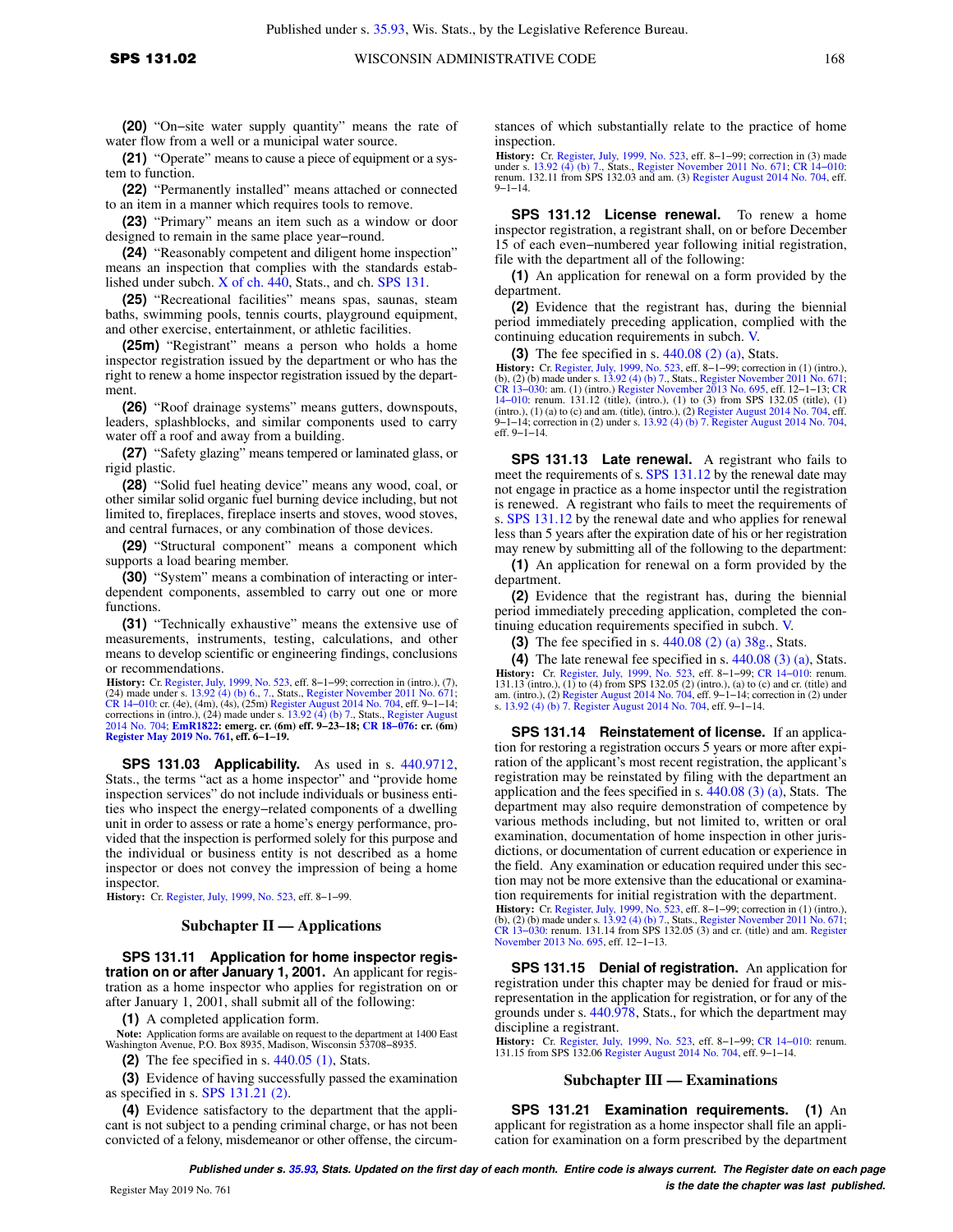**(20)** "On-site water supply quantity" means the rate of water flow from a well or a municipal water source.

**(21)** "Operate" means to cause a piece of equipment or a system to function.

**(22)** "Permanently installed" means attached or connected to an item in a manner which requires tools to remove.

**(23)** "Primary" means an item such as a window or door designed to remain in the same place year-round.

**(24)** "Reasonably competent and diligent home inspection" means an inspection that complies with the standards established under subch. X of ch. 440, Stats., and ch. SPS 131.

**(25)** "Recreational facilities" means spas, saunas, steam baths, swimming pools, tennis courts, playground equipment, and other exercise, entertainment, or athletic facilities.

**(25m)** "Registrant" means a person who holds a home inspector registration issued by the department or who has the right to renew a home inspector registration issued by the department.

**(26)** "Roof drainage systems" means gutters, downspouts, leaders, splashblocks, and similar components used to carry water off a roof and away from a building.

**(27)** "Safety glazing" means tempered or laminated glass, or rigid plastic.

**(28)** "Solid fuel heating device" means any wood, coal, or other similar solid organic fuel burning device including, but not limited to, fireplaces, fireplace inserts and stoves, wood stoves, and central furnaces, or any combination of those devices.

**(29)** "Structural component" means a component which supports a load bearing member.

**(30)** "System" means a combination of interacting or interdependent components, assembled to carry out one or more functions.

**(31)** "Technically exhaustive" means the extensive use of measurements, instruments, testing, calculations, and other means to develop scientific or engineering findings, conclusions or recommendations.

**History:** Cr. Register, July, 1999, No. 523, eff. 8-1-99; correction in (intro.), (7), (24) made under s. 13.92 (4) (b) 6., 7., Stats., Register November 2011 No. 671; CR 14-010: cr. (4e), (4m), (4s), (25m) Register August 2014 No. 704, eff. 9-1-14; corrections in (intro.), (24) made under s. 13.92 (4) (b) 7., Stats., Register August 2014 No. 704; **EmR1822: emerg. cr. (6m) eff. 9-23-18; CR 18-076: cr. (6m) Register May 2019 No. 761, eff. 6-1-19.**

**SPS 131.03 Applicability.** As used in s. 440.9712, Stats., the terms "act as a home inspector" and "provide home inspection services" do not include individuals or business entities who inspect the energy-related components of a dwelling unit in order to assess or rate a home's energy performance, provided that the inspection is performed solely for this purpose and the individual or business entity is not described as a home inspector or does not convey the impression of being a home inspector.

**History:** Cr. Register, July, 1999, No. 523, eff. 8-1-99.

## Subchapter II — Applications

**SPS 131.11 Application for home inspector registration on or after January 1, 2001.** An applicant for registration as a home inspector who applies for registration on or after January 1, 2001, shall submit all of the following:

**(1)** A completed application form.

**Note:** Application forms are available on request to the department at 1400 East Washington Avenue, P.O. Box 8935, Madison, Wisconsin 53708-8935.

**(2)** The fee specified in s. 440.05 (1), Stats.

**(3)** Evidence of having successfully passed the examination as specified in s. SPS 131.21 (2).

**(4)** Evidence satisfactory to the department that the applicant is not subject to a pending criminal charge, or has not been convicted of a felony, misdemeanor or other offense, the circumstances of which substantially relate to the practice of home inspection.

**History:** Cr. Register, July, 1999, No. 523, eff. 8-1-99; correction in (3) made under s. 13.92 (4) (b) 7., Stats., Register November 2011 No. 671; CR 14-010: renum. 132.11 from SPS 132.03 and am. (3) Register August 2014 No. 704, eff. 9-1-14.

**SPS 131.12 License renewal.** To renew a home inspector registration, a registrant shall, on or before December 15 of each even-numbered year following initial registration, file with the department all of the following:

**(1)** An application for renewal on a form provided by the department.

**(2)** Evidence that the registrant has, during the biennial period immediately preceding application, complied with the continuing education requirements in subch. V.

**(3)** The fee specified in s. 440.08 (2) (a), Stats.

**History:** Cr. Register, July, 1999, No. 523, eff. 8-1-99; correction in (1) (intro.), (b), (2) (b) made under s. 13.92 (4) (b) 7., Stats., Register November 2011 No. 671; CR 13-030: am. (1) (intro.) Register November 2013 No. 695, eff. 12-1-13; CR 14-010: renum. 131.12 (title), (intro.), (1) to (3) from SPS 132.05 (title), (1) (intro.), (1) (a) to (c) and am. (title), (intro.), (2) Register August 2014 No. 704, eff. 9-1-14; correction in (2) under s. 13.92 (4) (b) 7. Register August 2014 No. 704, eff. 9-1-14.

**SPS 131.13 Late renewal.** A registrant who fails to meet the requirements of s. SPS 131.12 by the renewal date may not engage in practice as a home inspector until the registration is renewed. A registrant who fails to meet the requirements of s. SPS 131.12 by the renewal date and who applies for renewal less than 5 years after the expiration date of his or her registration may renew by submitting all of the following to the department:

**(1)** An application for renewal on a form provided by the department.

**(2)** Evidence that the registrant has, during the biennial period immediately preceding application, completed the continuing education requirements specified in subch. V.

**(3)** The fee specified in s. 440.08 (2) (a) 38g., Stats.

**(4)** The late renewal fee specified in s. 440.08 (3) (a), Stats.

**History:** Cr. Register, July, 1999, No. 523, eff. 8-1-99; CR 14-010: renum. 131.13 (intro.), (1) to (4) from SPS 132.05 (2) (intro.), (a) to (c) and cr. (title) and am. (intro.), (2) Register August 2014 No. 704, eff. 9-1-14; correction in (2) under s. 13.92 (4) (b) 7. Register August 2014 No. 704, eff. 9-1-14.

**SPS 131.14 Reinstatement of license.** If an application for restoring a registration occurs 5 years or more after expiration of the applicant's most recent registration, the applicant's registration may be reinstated by filing with the department an application and the fees specified in s. 440.08 (3) (a), Stats. The department may also require demonstration of competence by various methods including, but not limited to, written or oral examination, documentation of home inspection in other jurisdictions, or documentation of current education or experience in the field. Any examination or education required under this section may not be more extensive than the educational or examination requirements for initial registration with the department.

**History:** Cr. Register, July, 1999, No. 523, eff. 8-1-99; correction in (1) (intro.), (b), (2) (b) made under s. 13.92 (4) (b) 7., Stats., Register November 2011 No. 671; CR 13-030: renum. 131.14 from SPS 132.05 (3) and cr. (title) and am. Register November 2013 No. 695, eff. 12-1-13.

**SPS 131.15 Denial of registration.** An application for registration under this chapter may be denied for fraud or misrepresentation in the application for registration, or for any of the grounds under s. 440.978, Stats., for which the department may discipline a registrant.

**History:** Cr. Register, July, 1999, No. 523, eff. 8-1-99; CR 14-010: renum. 131.15 from SPS 132.06 Register August 2014 No. 704, eff. 9-1-14.

## Subchapter III — Examinations

**SPS 131.21 Examination requirements.** **(1)** An applicant for registration as a home inspector shall file an application for examination on a form prescribed by the department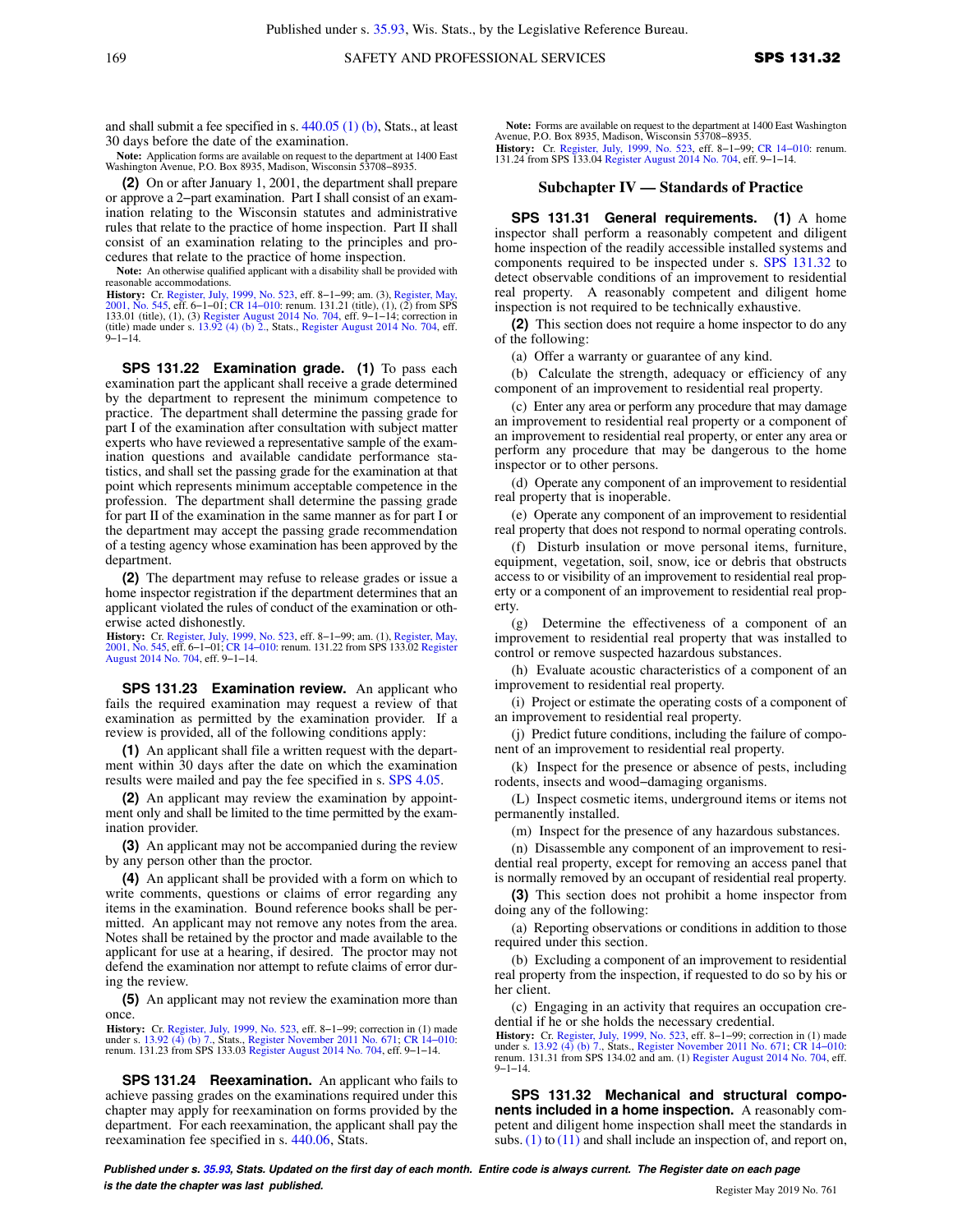and shall submit a fee specified in s. 440.05 (1) (b), Stats., at least 30 days before the date of the examination.

**Note:** Application forms are available on request to the department at 1400 East Washington Avenue, P.O. Box 8935, Madison, Wisconsin 53708−8935.

**(2)** On or after January 1, 2001, the department shall prepare or approve a 2−part examination. Part I shall consist of an examination relating to the Wisconsin statutes and administrative rules that relate to the practice of home inspection. Part II shall consist of an examination relating to the principles and procedures that relate to the practice of home inspection.

**Note:** An otherwise qualified applicant with a disability shall be provided with reasonable accommodations.

**History:** Cr. Register, July, 1999, No. 523, eff. 8−1−99; am. (3), Register, May, 2001, No. 545, eff. 6−1−01; CR 14−010: renum. 131.21 (title), (1), (2) from SPS 133.01 (title), (1), (3) Register August 2014 No. 704, eff. 9−1−14; correction in (title) made under s. 13.92 (4) (b) 2., Stats., Register August 2014 No. 704, eff. 9−1−14.

**SPS 131.22 Examination grade. (1)** To pass each examination part the applicant shall receive a grade determined by the department to represent the minimum competence to practice. The department shall determine the passing grade for part I of the examination after consultation with subject matter experts who have reviewed a representative sample of the examination questions and available candidate performance statistics, and shall set the passing grade for the examination at that point which represents minimum acceptable competence in the profession. The department shall determine the passing grade for part II of the examination in the same manner as for part I or the department may accept the passing grade recommendation of a testing agency whose examination has been approved by the department.

**(2)** The department may refuse to release grades or issue a home inspector registration if the department determines that an applicant violated the rules of conduct of the examination or otherwise acted dishonestly.

**History:** Cr. Register, July, 1999, No. 523, eff. 8−1−99; am. (1), Register, May, 2001, No. 545, eff. 6−1−01; CR 14−010: renum. 131.22 from SPS 133.02 Register August 2014 No. 704, eff. 9−1−14.

**SPS 131.23 Examination review.** An applicant who fails the required examination may request a review of that examination as permitted by the examination provider. If a review is provided, all of the following conditions apply:

**(1)** An applicant shall file a written request with the department within 30 days after the date on which the examination results were mailed and pay the fee specified in s. SPS 4.05.

**(2)** An applicant may review the examination by appointment only and shall be limited to the time permitted by the examination provider.

**(3)** An applicant may not be accompanied during the review by any person other than the proctor.

**(4)** An applicant shall be provided with a form on which to write comments, questions or claims of error regarding any items in the examination. Bound reference books shall be permitted. An applicant may not remove any notes from the area. Notes shall be retained by the proctor and made available to the applicant for use at a hearing, if desired. The proctor may not defend the examination nor attempt to refute claims of error during the review.

**(5)** An applicant may not review the examination more than once.

**History:** Cr. Register, July, 1999, No. 523, eff. 8−1−99; correction in (1) made under s. 13.92 (4) (b) 7., Stats., Register November 2011 No. 671; CR 14−010: renum. 131.23 from SPS 133.03 Register August 2014 No. 704, eff. 9−1−14.

**SPS 131.24 Reexamination.** An applicant who fails to achieve passing grades on the examinations required under this chapter may apply for reexamination on forms provided by the department. For each reexamination, the applicant shall pay the reexamination fee specified in s. 440.06, Stats.

**Note:** Forms are available on request to the department at 1400 East Washington Avenue, P.O. Box 8935, Madison, Wisconsin 53708−8935.

**History:** Cr. Register, July, 1999, No. 523, eff. 8−1−99; CR 14−010: renum. 131.24 from SPS 133.04 Register August 2014 No. 704, eff. 9−1−14.

## Subchapter IV — Standards of Practice

**SPS 131.31 General requirements. (1)** A home inspector shall perform a reasonably competent and diligent home inspection of the readily accessible installed systems and components required to be inspected under s. SPS 131.32 to detect observable conditions of an improvement to residential real property. A reasonably competent and diligent home inspection is not required to be technically exhaustive.

**(2)** This section does not require a home inspector to do any of the following:

(a) Offer a warranty or guarantee of any kind.

(b) Calculate the strength, adequacy or efficiency of any component of an improvement to residential real property.

(c) Enter any area or perform any procedure that may damage an improvement to residential real property or a component of an improvement to residential real property, or enter any area or perform any procedure that may be dangerous to the home inspector or to other persons.

(d) Operate any component of an improvement to residential real property that is inoperable.

(e) Operate any component of an improvement to residential real property that does not respond to normal operating controls.

(f) Disturb insulation or move personal items, furniture, equipment, vegetation, soil, snow, ice or debris that obstructs access to or visibility of an improvement to residential real property or a component of an improvement to residential real property.

(g) Determine the effectiveness of a component of an improvement to residential real property that was installed to control or remove suspected hazardous substances.

(h) Evaluate acoustic characteristics of a component of an improvement to residential real property.

(i) Project or estimate the operating costs of a component of an improvement to residential real property.

(j) Predict future conditions, including the failure of component of an improvement to residential real property.

(k) Inspect for the presence or absence of pests, including rodents, insects and wood−damaging organisms.

(L) Inspect cosmetic items, underground items or items not permanently installed.

(m) Inspect for the presence of any hazardous substances.

(n) Disassemble any component of an improvement to residential real property, except for removing an access panel that is normally removed by an occupant of residential real property.

**(3)** This section does not prohibit a home inspector from doing any of the following:

(a) Reporting observations or conditions in addition to those required under this section.

(b) Excluding a component of an improvement to residential real property from the inspection, if requested to do so by his or her client.

(c) Engaging in an activity that requires an occupation credential if he or she holds the necessary credential.

**History:** Cr. Register, July, 1999, No. 523, eff. 8−1−99; correction in (1) made under s. 13.92 (4) (b) 7., Stats., Register November 2011 No. 671; CR 14−010: renum. 131.31 from SPS 134.02 and am. (1) Register August 2014 No. 704, eff. 9−1−14.

**SPS 131.32 Mechanical and structural components included in a home inspection.** A reasonably competent and diligent home inspection shall meet the standards in subs. (1) to (11) and shall include an inspection of, and report on,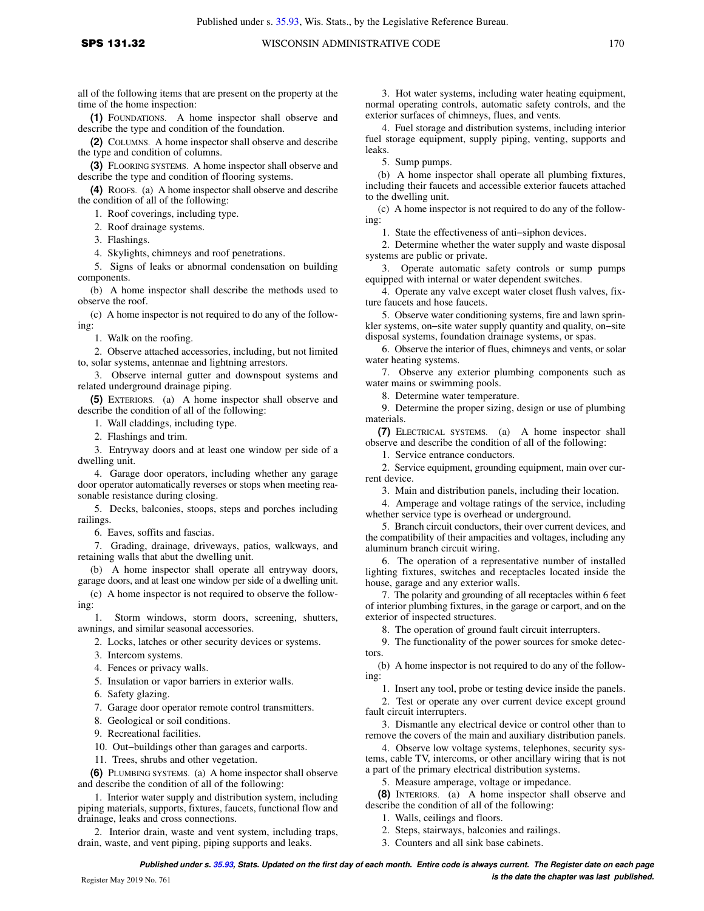all of the following items that are present on the property at the time of the home inspection:

**(1)** FOUNDATIONS. A home inspector shall observe and describe the type and condition of the foundation.

**(2)** COLUMNS. A home inspector shall observe and describe the type and condition of columns.

**(3)** FLOORING SYSTEMS. A home inspector shall observe and describe the type and condition of flooring systems.

**(4)** ROOFS. (a) A home inspector shall observe and describe the condition of all of the following:

1. Roof coverings, including type.
2. Roof drainage systems.
3. Flashings.
4. Skylights, chimneys and roof penetrations.
5. Signs of leaks or abnormal condensation on building components.

(b) A home inspector shall describe the methods used to observe the roof.

(c) A home inspector is not required to do any of the following:

1. Walk on the roofing.
2. Observe attached accessories, including, but not limited to, solar systems, antennae and lightning arrestors.
3. Observe internal gutter and downspout systems and related underground drainage piping.

**(5)** EXTERIORS. (a) A home inspector shall observe and describe the condition of all of the following:

1. Wall claddings, including type.
2. Flashings and trim.
3. Entryway doors and at least one window per side of a dwelling unit.
4. Garage door operators, including whether any garage door operator automatically reverses or stops when meeting reasonable resistance during closing.
5. Decks, balconies, stoops, steps and porches including railings.
6. Eaves, soffits and fascias.
7. Grading, drainage, driveways, patios, walkways, and retaining walls that abut the dwelling unit.

(b) A home inspector shall operate all entryway doors, garage doors, and at least one window per side of a dwelling unit.

(c) A home inspector is not required to observe the following:

1. Storm windows, storm doors, screening, shutters, awnings, and similar seasonal accessories.
2. Locks, latches or other security devices or systems.
3. Intercom systems.
4. Fences or privacy walls.
5. Insulation or vapor barriers in exterior walls.
6. Safety glazing.
7. Garage door operator remote control transmitters.
8. Geological or soil conditions.
9. Recreational facilities.
10. Out−buildings other than garages and carports.
11. Trees, shrubs and other vegetation.

**(6)** PLUMBING SYSTEMS. (a) A home inspector shall observe and describe the condition of all of the following:

1. Interior water supply and distribution system, including piping materials, supports, fixtures, faucets, functional flow and drainage, leaks and cross connections.
2. Interior drain, waste and vent system, including traps, drain, waste, and vent piping, piping supports and leaks.
3. Hot water systems, including water heating equipment, normal operating controls, automatic safety controls, and the exterior surfaces of chimneys, flues, and vents.
4. Fuel storage and distribution systems, including interior fuel storage equipment, supply piping, venting, supports and leaks.
5. Sump pumps.

(b) A home inspector shall operate all plumbing fixtures, including their faucets and accessible exterior faucets attached to the dwelling unit.

(c) A home inspector is not required to do any of the following:

1. State the effectiveness of anti−siphon devices.
2. Determine whether the water supply and waste disposal systems are public or private.
3. Operate automatic safety controls or sump pumps equipped with internal or water dependent switches.
4. Operate any valve except water closet flush valves, fixture faucets and hose faucets.
5. Observe water conditioning systems, fire and lawn sprinkler systems, on−site water supply quantity and quality, on−site disposal systems, foundation drainage systems, or spas.
6. Observe the interior of flues, chimneys and vents, or solar water heating systems.
7. Observe any exterior plumbing components such as water mains or swimming pools.
8. Determine water temperature.
9. Determine the proper sizing, design or use of plumbing materials.

**(7)** ELECTRICAL SYSTEMS. (a) A home inspector shall observe and describe the condition of all of the following:

1. Service entrance conductors.
2. Service equipment, grounding equipment, main over current device.
3. Main and distribution panels, including their location.
4. Amperage and voltage ratings of the service, including whether service type is overhead or underground.
5. Branch circuit conductors, their over current devices, and the compatibility of their ampacities and voltages, including any aluminum branch circuit wiring.
6. The operation of a representative number of installed lighting fixtures, switches and receptacles located inside the house, garage and any exterior walls.
7. The polarity and grounding of all receptacles within 6 feet of interior plumbing fixtures, in the garage or carport, and on the exterior of inspected structures.
8. The operation of ground fault circuit interrupters.
9. The functionality of the power sources for smoke detectors.

(b) A home inspector is not required to do any of the following:

1. Insert any tool, probe or testing device inside the panels.
2. Test or operate any over current device except ground fault circuit interrupters.
3. Dismantle any electrical device or control other than to remove the covers of the main and auxiliary distribution panels.
4. Observe low voltage systems, telephones, security systems, cable TV, intercoms, or other ancillary wiring that is not a part of the primary electrical distribution systems.
5. Measure amperage, voltage or impedance.

**(8)** INTERIORS. (a) A home inspector shall observe and describe the condition of all of the following:

1. Walls, ceilings and floors.
2. Steps, stairways, balconies and railings.
3. Counters and all sink base cabinets.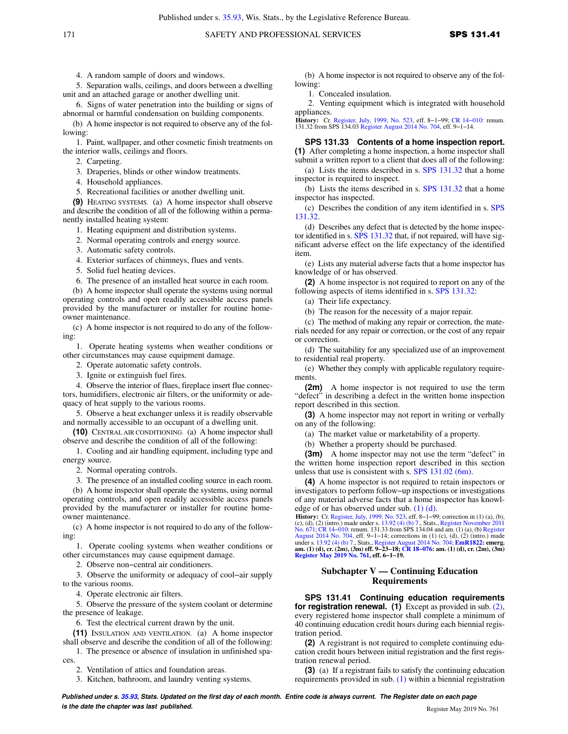4. A random sample of doors and windows.

5. Separation walls, ceilings, and doors between a dwelling unit and an attached garage or another dwelling unit.

6. Signs of water penetration into the building or signs of abnormal or harmful condensation on building components.

(b) A home inspector is not required to observe any of the following:

1. Paint, wallpaper, and other cosmetic finish treatments on the interior walls, ceilings and floors.

2. Carpeting.

3. Draperies, blinds or other window treatments.

4. Household appliances.

5. Recreational facilities or another dwelling unit.

**(9)** HEATING SYSTEMS. (a) A home inspector shall observe and describe the condition of all of the following within a permanently installed heating system:

1. Heating equipment and distribution systems.

2. Normal operating controls and energy source.

3. Automatic safety controls.

4. Exterior surfaces of chimneys, flues and vents.

5. Solid fuel heating devices.

6. The presence of an installed heat source in each room.

(b) A home inspector shall operate the systems using normal operating controls and open readily accessible access panels provided by the manufacturer or installer for routine homeowner maintenance.

(c) A home inspector is not required to do any of the following:

1. Operate heating systems when weather conditions or other circumstances may cause equipment damage.

2. Operate automatic safety controls.

3. Ignite or extinguish fuel fires.

4. Observe the interior of flues, fireplace insert flue connectors, humidifiers, electronic air filters, or the uniformity or adequacy of heat supply to the various rooms.

5. Observe a heat exchanger unless it is readily observable and normally accessible to an occupant of a dwelling unit.

**(10)** CENTRAL AIR CONDITIONING. (a) A home inspector shall observe and describe the condition of all of the following:

1. Cooling and air handling equipment, including type and energy source.

2. Normal operating controls.

3. The presence of an installed cooling source in each room.

(b) A home inspector shall operate the systems, using normal operating controls, and open readily accessible access panels provided by the manufacturer or installer for routine homeowner maintenance.

(c) A home inspector is not required to do any of the following:

1. Operate cooling systems when weather conditions or other circumstances may cause equipment damage.

2. Observe non−central air conditioners.

3. Observe the uniformity or adequacy of cool−air supply to the various rooms.

4. Operate electronic air filters.

5. Observe the pressure of the system coolant or determine the presence of leakage.

6. Test the electrical current drawn by the unit.

**(11)** INSULATION AND VENTILATION. (a) A home inspector shall observe and describe the condition of all of the following:

1. The presence or absence of insulation in unfinished spaces.

2. Ventilation of attics and foundation areas.

3. Kitchen, bathroom, and laundry venting systems.

(b) A home inspector is not required to observe any of the following:

1. Concealed insulation.

2. Venting equipment which is integrated with household appliances.

**History:** Cr. Register, July, 1999, No. 523, eff. 8−1−99; CR 14−010: renum. 131.32 from SPS 134.03 Register August 2014 No. 704, eff. 9−1−14.

**SPS 131.33 Contents of a home inspection report.** **(1)** After completing a home inspection, a home inspector shall submit a written report to a client that does all of the following:

(a) Lists the items described in s. SPS 131.32 that a home inspector is required to inspect.

(b) Lists the items described in s. SPS 131.32 that a home inspector has inspected.

(c) Describes the condition of any item identified in s. SPS 131.32.

(d) Describes any defect that is detected by the home inspector identified in s. SPS 131.32 that, if not repaired, will have significant adverse effect on the life expectancy of the identified item.

(e) Lists any material adverse facts that a home inspector has knowledge of or has observed.

**(2)** A home inspector is not required to report on any of the following aspects of items identified in s. SPS 131.32:

(a) Their life expectancy.

(b) The reason for the necessity of a major repair.

(c) The method of making any repair or correction, the materials needed for any repair or correction, or the cost of any repair or correction.

(d) The suitability for any specialized use of an improvement to residential real property.

(e) Whether they comply with applicable regulatory requirements.

**(2m)** A home inspector is not required to use the term "defect" in describing a defect in the written home inspection report described in this section.

**(3)** A home inspector may not report in writing or verbally on any of the following:

(a) The market value or marketability of a property.

(b) Whether a property should be purchased.

**(3m)** A home inspector may not use the term "defect" in the written home inspection report described in this section unless that use is consistent with s. SPS 131.02 (6m).

**(4)** A home inspector is not required to retain inspectors or investigators to perform follow−up inspections or investigations of any material adverse facts that a home inspector has knowledge of or has observed under sub. (1) (d).

**History:** Cr. Register, July, 1999, No. 523, eff. 8−1−99; correction in (1) (a), (b), (c), (d), (2) (intro.) made under s. 13.92 (4) (b) 7., Stats., Register November 2011 No. 671; CR 14−010: renum. 131.33 from SPS 134.04 and am. (1) (a), (b) Register August 2014 No. 704, eff. 9−1−14; corrections in (1) (c), (d), (2) (intro.) made under s. 13.92 (4) (b) 7., Stats., Register August 2014 No. 704; **EmR1822: emerg. am. (1) (d), cr. (2m), (3m) eff. 9−23−18; CR 18−076: am. (1) (d), cr. (2m), (3m) Register May 2019 No. 761, eff. 6−1−19.**

## Subchapter V — Continuing Education Requirements

**SPS 131.41 Continuing education requirements for registration renewal.** **(1)** Except as provided in sub. (2), every registered home inspector shall complete a minimum of 40 continuing education credit hours during each biennial registration period.

**(2)** A registrant is not required to complete continuing education credit hours between initial registration and the first registration renewal period.

**(3)** (a) If a registrant fails to satisfy the continuing education requirements provided in sub. (1) within a biennial registration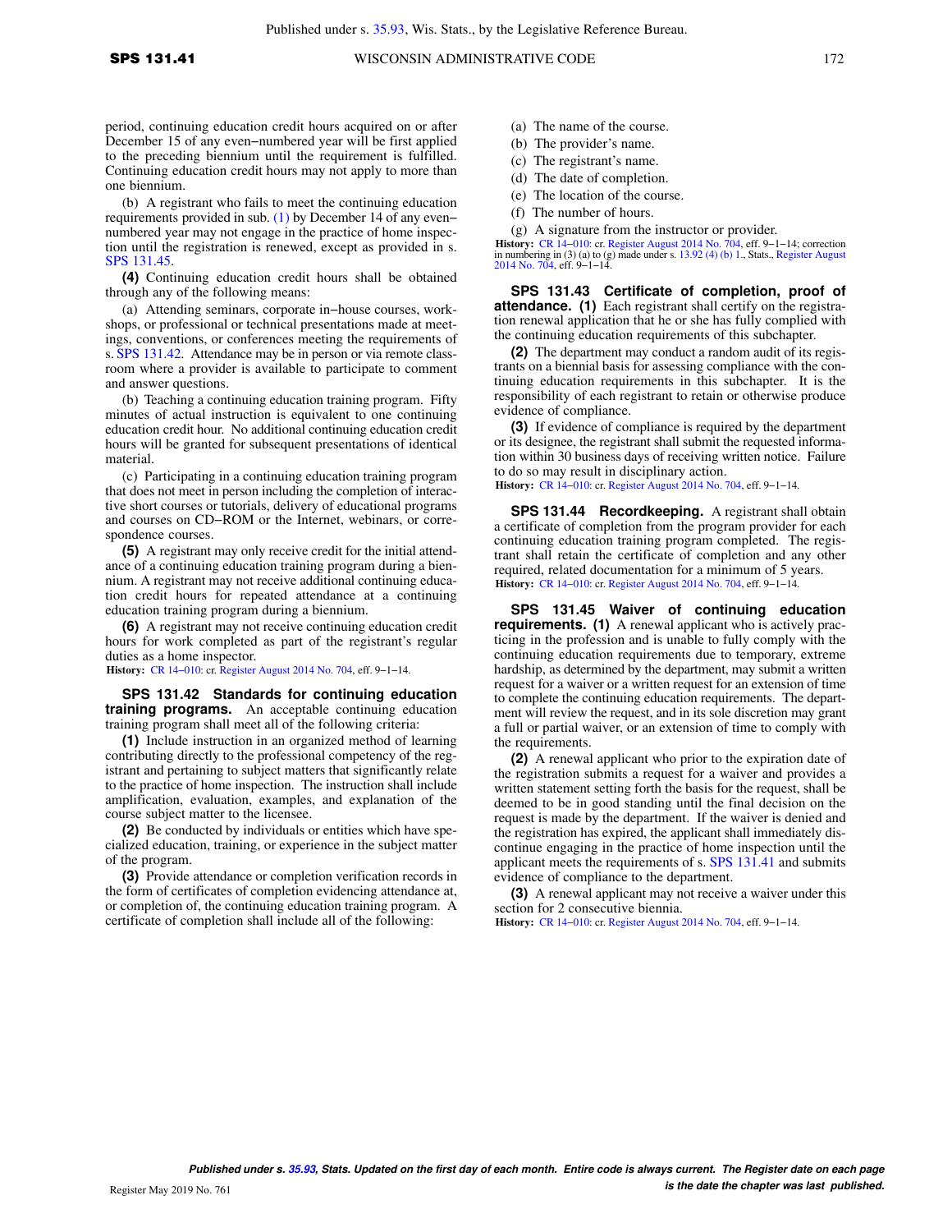period, continuing education credit hours acquired on or after December 15 of any even−numbered year will be first applied to the preceding biennium until the requirement is fulfilled. Continuing education credit hours may not apply to more than one biennium.

(b) A registrant who fails to meet the continuing education requirements provided in sub. (1) by December 14 of any even−numbered year may not engage in the practice of home inspection until the registration is renewed, except as provided in s. SPS 131.45.

**(4)** Continuing education credit hours shall be obtained through any of the following means:

(a) Attending seminars, corporate in−house courses, workshops, or professional or technical presentations made at meetings, conventions, or conferences meeting the requirements of s. SPS 131.42. Attendance may be in person or via remote classroom where a provider is available to participate to comment and answer questions.

(b) Teaching a continuing education training program. Fifty minutes of actual instruction is equivalent to one continuing education credit hour. No additional continuing education credit hours will be granted for subsequent presentations of identical material.

(c) Participating in a continuing education training program that does not meet in person including the completion of interactive short courses or tutorials, delivery of educational programs and courses on CD−ROM or the Internet, webinars, or correspondence courses.

**(5)** A registrant may only receive credit for the initial attendance of a continuing education training program during a biennium. A registrant may not receive additional continuing education credit hours for repeated attendance at a continuing education training program during a biennium.

**(6)** A registrant may not receive continuing education credit hours for work completed as part of the registrant's regular duties as a home inspector.

**History:** CR 14−010: cr. Register August 2014 No. 704, eff. 9−1−14.

**SPS 131.42 Standards for continuing education training programs.** An acceptable continuing education training program shall meet all of the following criteria:

**(1)** Include instruction in an organized method of learning contributing directly to the professional competency of the registrant and pertaining to subject matters that significantly relate to the practice of home inspection. The instruction shall include amplification, evaluation, examples, and explanation of the course subject matter to the licensee.

**(2)** Be conducted by individuals or entities which have specialized education, training, or experience in the subject matter of the program.

**(3)** Provide attendance or completion verification records in the form of certificates of completion evidencing attendance at, or completion of, the continuing education training program. A certificate of completion shall include all of the following:

(a) The name of the course.

(b) The provider's name.

(c) The registrant's name.

(d) The date of completion.

(e) The location of the course.

(f) The number of hours.

(g) A signature from the instructor or provider.

**History:** CR 14−010: cr. Register August 2014 No. 704, eff. 9−1−14; correction in numbering in (3) (a) to (g) made under s. 13.92 (4) (b) 1., Stats., Register August 2014 No. 704, eff. 9−1−14.

**SPS 131.43 Certificate of completion, proof of attendance. (1)** Each registrant shall certify on the registration renewal application that he or she has fully complied with the continuing education requirements of this subchapter.

**(2)** The department may conduct a random audit of its registrants on a biennial basis for assessing compliance with the continuing education requirements in this subchapter. It is the responsibility of each registrant to retain or otherwise produce evidence of compliance.

**(3)** If evidence of compliance is required by the department or its designee, the registrant shall submit the requested information within 30 business days of receiving written notice. Failure to do so may result in disciplinary action.

**History:** CR 14−010: cr. Register August 2014 No. 704, eff. 9−1−14.

**SPS 131.44 Recordkeeping.** A registrant shall obtain a certificate of completion from the program provider for each continuing education training program completed. The registrant shall retain the certificate of completion and any other required, related documentation for a minimum of 5 years.

**History:** CR 14−010: cr. Register August 2014 No. 704, eff. 9−1−14.

**SPS 131.45 Waiver of continuing education requirements. (1)** A renewal applicant who is actively practicing in the profession and is unable to fully comply with the continuing education requirements due to temporary, extreme hardship, as determined by the department, may submit a written request for a waiver or a written request for an extension of time to complete the continuing education requirements. The department will review the request, and in its sole discretion may grant a full or partial waiver, or an extension of time to comply with the requirements.

**(2)** A renewal applicant who prior to the expiration date of the registration submits a request for a waiver and provides a written statement setting forth the basis for the request, shall be deemed to be in good standing until the final decision on the request is made by the department. If the waiver is denied and the registration has expired, the applicant shall immediately discontinue engaging in the practice of home inspection until the applicant meets the requirements of s. SPS 131.41 and submits evidence of compliance to the department.

**(3)** A renewal applicant may not receive a waiver under this section for 2 consecutive biennia.

**History:** CR 14−010: cr. Register August 2014 No. 704, eff. 9−1−14.